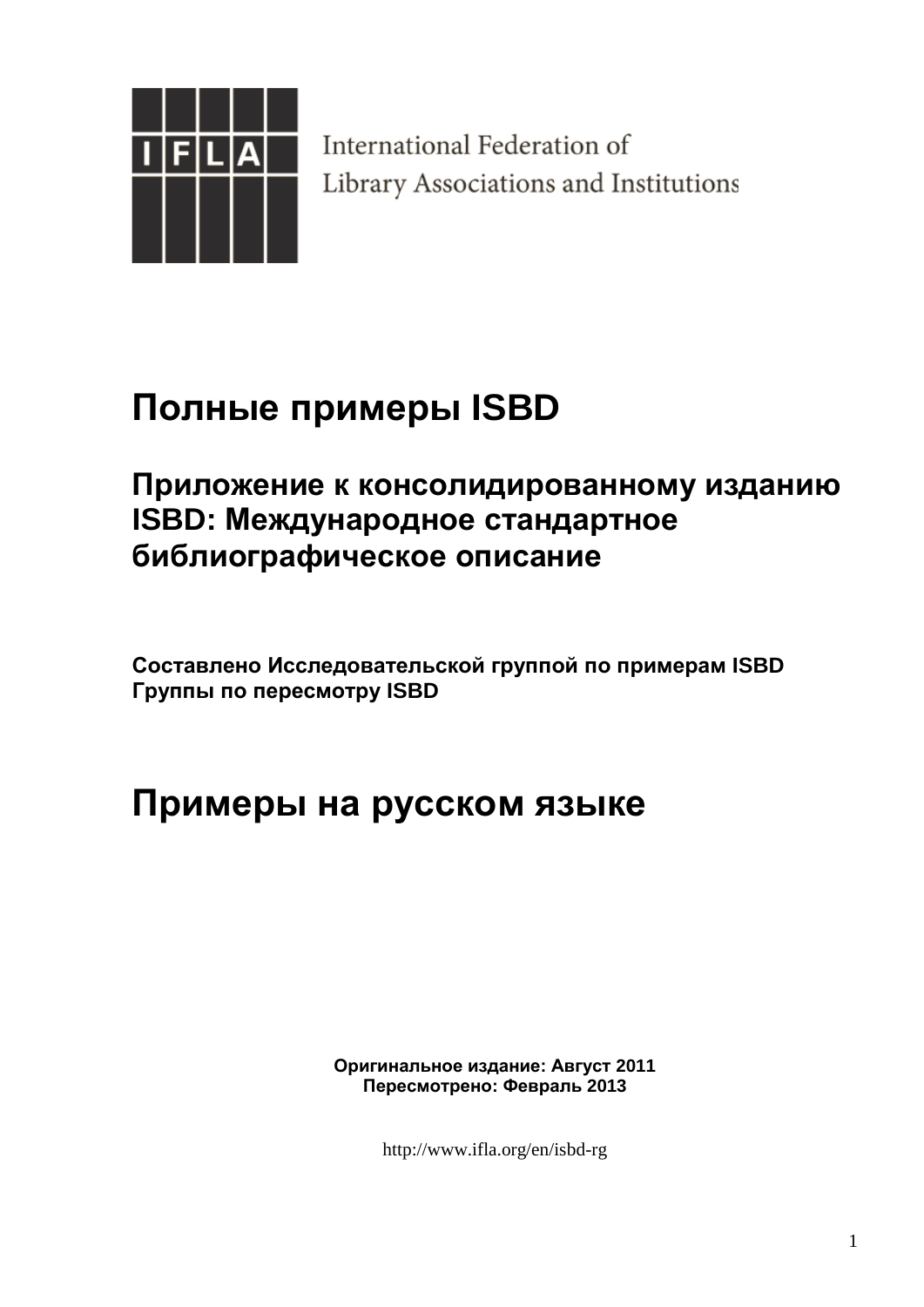IFLA

International Federation of
Library Associations and Institutions

# Полные примеры ISBD

## Приложение к консолидированному изданию ISBD: Международное стандартное библиографическое описание

**Составлено Исследовательской группой по примерам ISBD Группы по пересмотру ISBD**

# Примеры на русском языке

**Оригинальное издание: Август 2011**
**Пересмотрено: Февраль 2013**

http://www.ifla.org/en/isbd-rg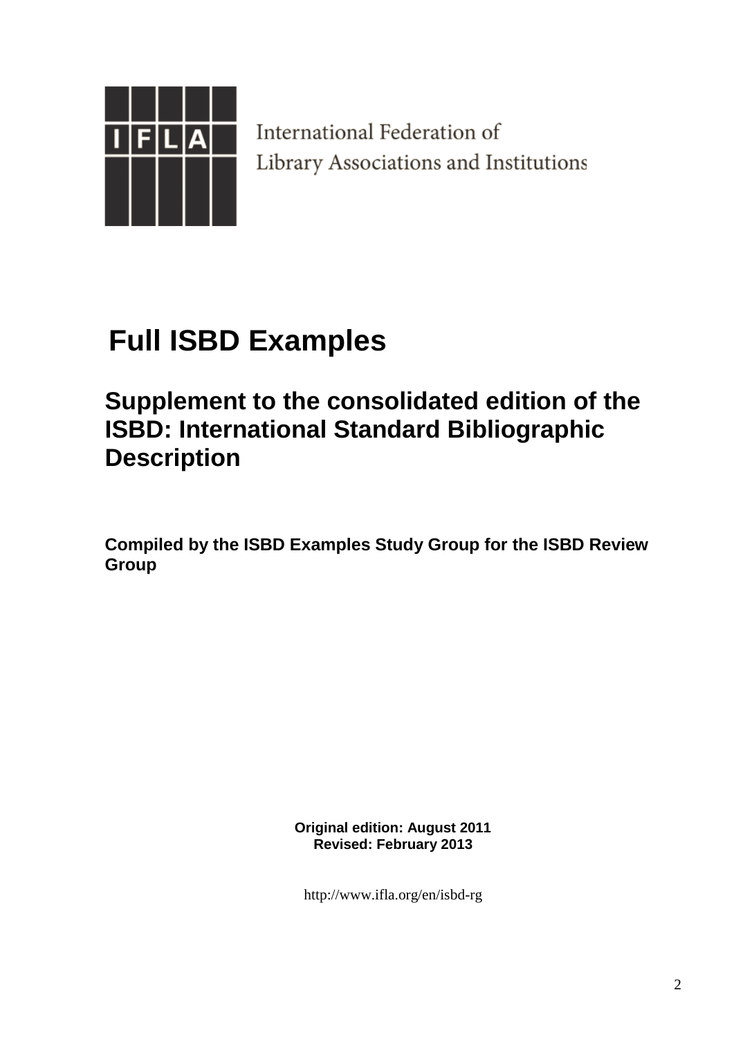International Federation of Library Associations and Institutions

# Full ISBD Examples

## Supplement to the consolidated edition of the ISBD: International Standard Bibliographic Description

**Compiled by the ISBD Examples Study Group for the ISBD Review Group**

**Original edition: August 2011**
**Revised: February 2013**

http://www.ifla.org/en/isbd-rg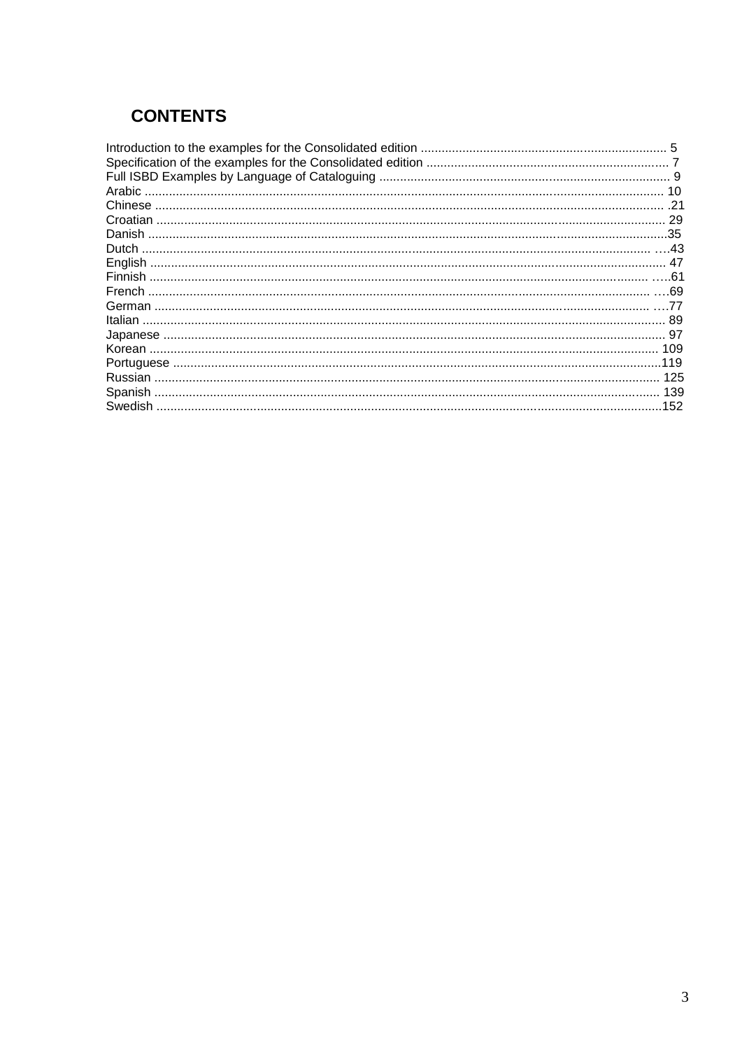# CONTENTS

Introduction to the examples for the Consolidated edition ...................................................................... 5
Specification of the examples for the Consolidated edition ..................................................................... 7
Full ISBD Examples by Language of Cataloguing ................................................................................... 9
Arabic .................................................................................................................................................... 10
Chinese ................................................................................................................................................. .21
Croatian ................................................................................................................................................. 29
Danish ...................................................................................................................................................35
Dutch ................................................................................................................................................ ….43
English .................................................................................................................................................. 47
Finnish ............................................................................................................................................ …..61
French ............................................................................................................................................... ….69
German .............................................................................................................................................. ….77
Italian .................................................................................................................................................... 89
Japanese ............................................................................................................................................... 97
Korean ................................................................................................................................................. 109
Portuguese ...........................................................................................................................................119
Russian ................................................................................................................................................ 125
Spanish ................................................................................................................................................ 139
Swedish ................................................................................................................................................152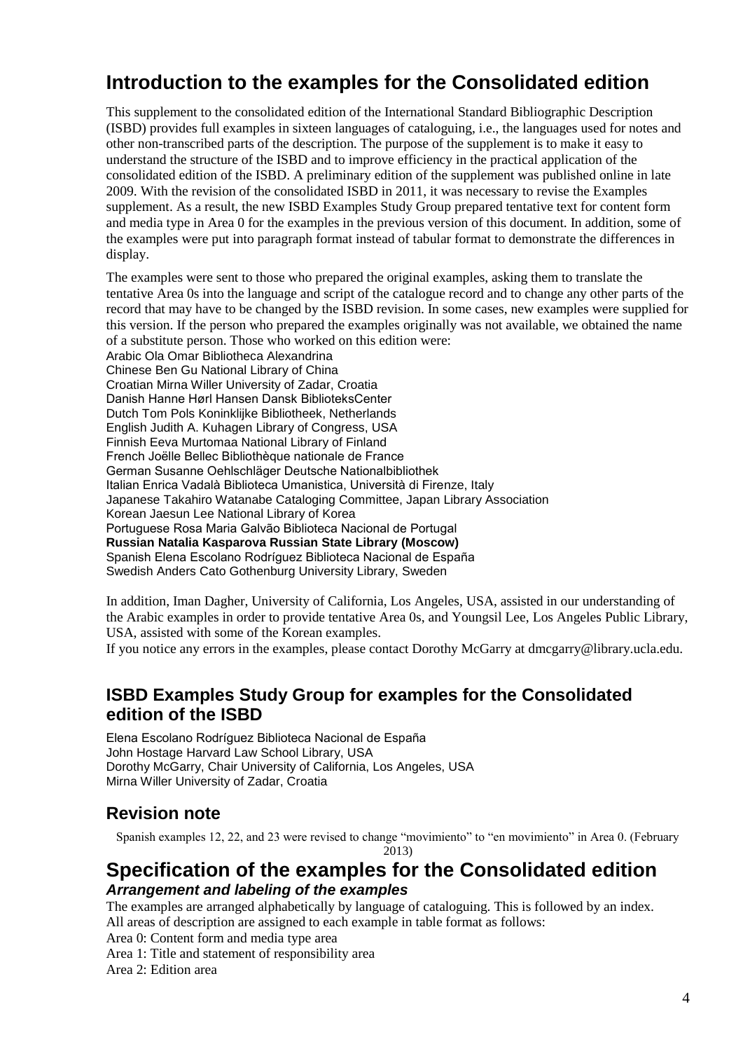# Introduction to the examples for the Consolidated edition

This supplement to the consolidated edition of the International Standard Bibliographic Description (ISBD) provides full examples in sixteen languages of cataloguing, i.e., the languages used for notes and other non-transcribed parts of the description. The purpose of the supplement is to make it easy to understand the structure of the ISBD and to improve efficiency in the practical application of the consolidated edition of the ISBD. A preliminary edition of the supplement was published online in late 2009. With the revision of the consolidated ISBD in 2011, it was necessary to revise the Examples supplement. As a result, the new ISBD Examples Study Group prepared tentative text for content form and media type in Area 0 for the examples in the previous version of this document. In addition, some of the examples were put into paragraph format instead of tabular format to demonstrate the differences in display.

The examples were sent to those who prepared the original examples, asking them to translate the tentative Area 0s into the language and script of the catalogue record and to change any other parts of the record that may have to be changed by the ISBD revision. In some cases, new examples were supplied for this version. If the person who prepared the examples originally was not available, we obtained the name of a substitute person. Those who worked on this edition were:

Arabic Ola Omar Bibliotheca Alexandrina
Chinese Ben Gu National Library of China
Croatian Mirna Willer University of Zadar, Croatia
Danish Hanne Hørl Hansen Dansk BiblioteksCenter
Dutch Tom Pols Koninklijke Bibliotheek, Netherlands
English Judith A. Kuhagen Library of Congress, USA
Finnish Eeva Murtomaa National Library of Finland
French Joëlle Bellec Bibliothèque nationale de France
German Susanne Oehlschläger Deutsche Nationalbibliothek
Italian Enrica Vadalà Biblioteca Umanistica, Università di Firenze, Italy
Japanese Takahiro Watanabe Cataloging Committee, Japan Library Association
Korean Jaesun Lee National Library of Korea
Portuguese Rosa Maria Galvão Biblioteca Nacional de Portugal
**Russian Natalia Kasparova Russian State Library (Moscow)**
Spanish Elena Escolano Rodríguez Biblioteca Nacional de España
Swedish Anders Cato Gothenburg University Library, Sweden

In addition, Iman Dagher, University of California, Los Angeles, USA, assisted in our understanding of the Arabic examples in order to provide tentative Area 0s, and Youngsil Lee, Los Angeles Public Library, USA, assisted with some of the Korean examples.

If you notice any errors in the examples, please contact Dorothy McGarry at dmcgarry@library.ucla.edu.

## ISBD Examples Study Group for examples for the Consolidated edition of the ISBD

Elena Escolano Rodríguez Biblioteca Nacional de España
John Hostage Harvard Law School Library, USA
Dorothy McGarry, Chair University of California, Los Angeles, USA
Mirna Willer University of Zadar, Croatia

## Revision note

Spanish examples 12, 22, and 23 were revised to change "movimiento" to "en movimiento" in Area 0. (February 2013)

# Specification of the examples for the Consolidated edition

### *Arrangement and labeling of the examples*

The examples are arranged alphabetically by language of cataloguing. This is followed by an index.

All areas of description are assigned to each example in table format as follows:

Area 0: Content form and media type area
Area 1: Title and statement of responsibility area
Area 2: Edition area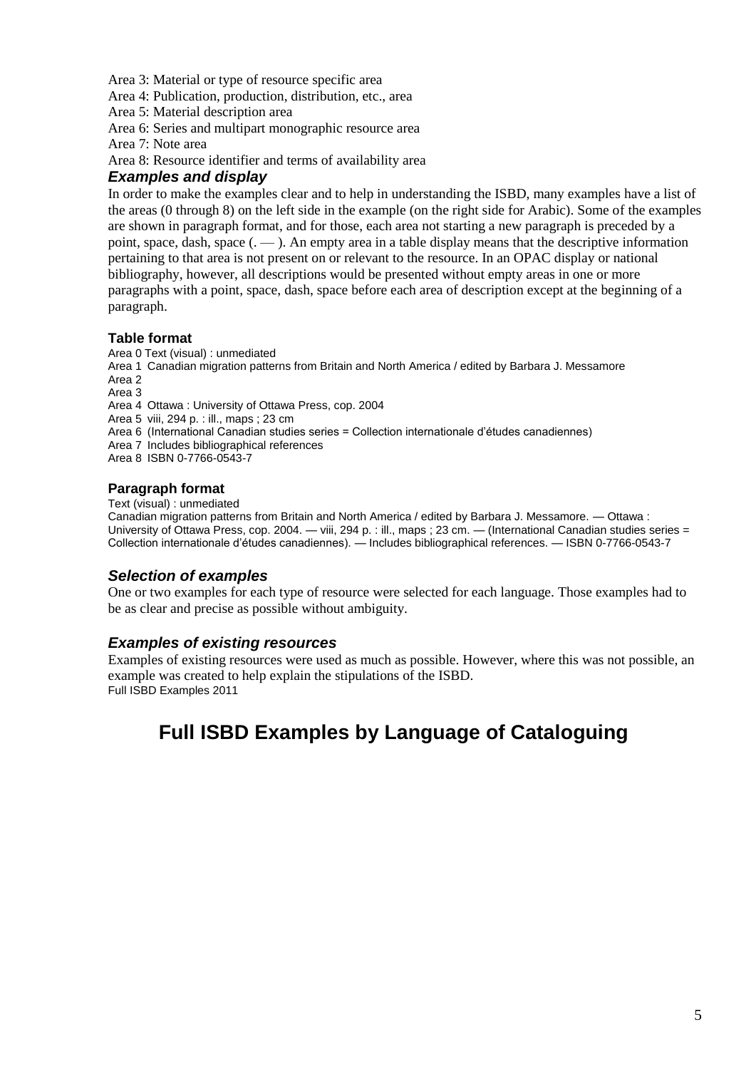Area 3: Material or type of resource specific area

Area 4: Publication, production, distribution, etc., area

Area 5: Material description area

Area 6: Series and multipart monographic resource area

Area 7: Note area

Area 8: Resource identifier and terms of availability area

### *Examples and display*

In order to make the examples clear and to help in understanding the ISBD, many examples have a list of the areas (0 through 8) on the left side in the example (on the right side for Arabic). Some of the examples are shown in paragraph format, and for those, each area not starting a new paragraph is preceded by a point, space, dash, space (. — ). An empty area in a table display means that the descriptive information pertaining to that area is not present on or relevant to the resource. In an OPAC display or national bibliography, however, all descriptions would be presented without empty areas in one or more paragraphs with a point, space, dash, space before each area of description except at the beginning of a paragraph.

#### Table format

Area 0 Text (visual) : unmediated

Area 1 Canadian migration patterns from Britain and North America / edited by Barbara J. Messamore

Area 2

Area 3

Area 4 Ottawa : University of Ottawa Press, cop. 2004

Area 5 viii, 294 p. : ill., maps ; 23 cm

Area 6 (International Canadian studies series = Collection internationale d'études canadiennes)

Area 7 Includes bibliographical references

Area 8 ISBN 0-7766-0543-7

#### Paragraph format

Text (visual) : unmediated

Canadian migration patterns from Britain and North America / edited by Barbara J. Messamore. — Ottawa : University of Ottawa Press, cop. 2004. — viii, 294 p. : ill., maps ; 23 cm. — (International Canadian studies series = Collection internationale d'études canadiennes). — Includes bibliographical references. — ISBN 0-7766-0543-7

### *Selection of examples*

One or two examples for each type of resource were selected for each language. Those examples had to be as clear and precise as possible without ambiguity.

### *Examples of existing resources*

Examples of existing resources were used as much as possible. However, where this was not possible, an example was created to help explain the stipulations of the ISBD.

Full ISBD Examples 2011

# Full ISBD Examples by Language of Cataloguing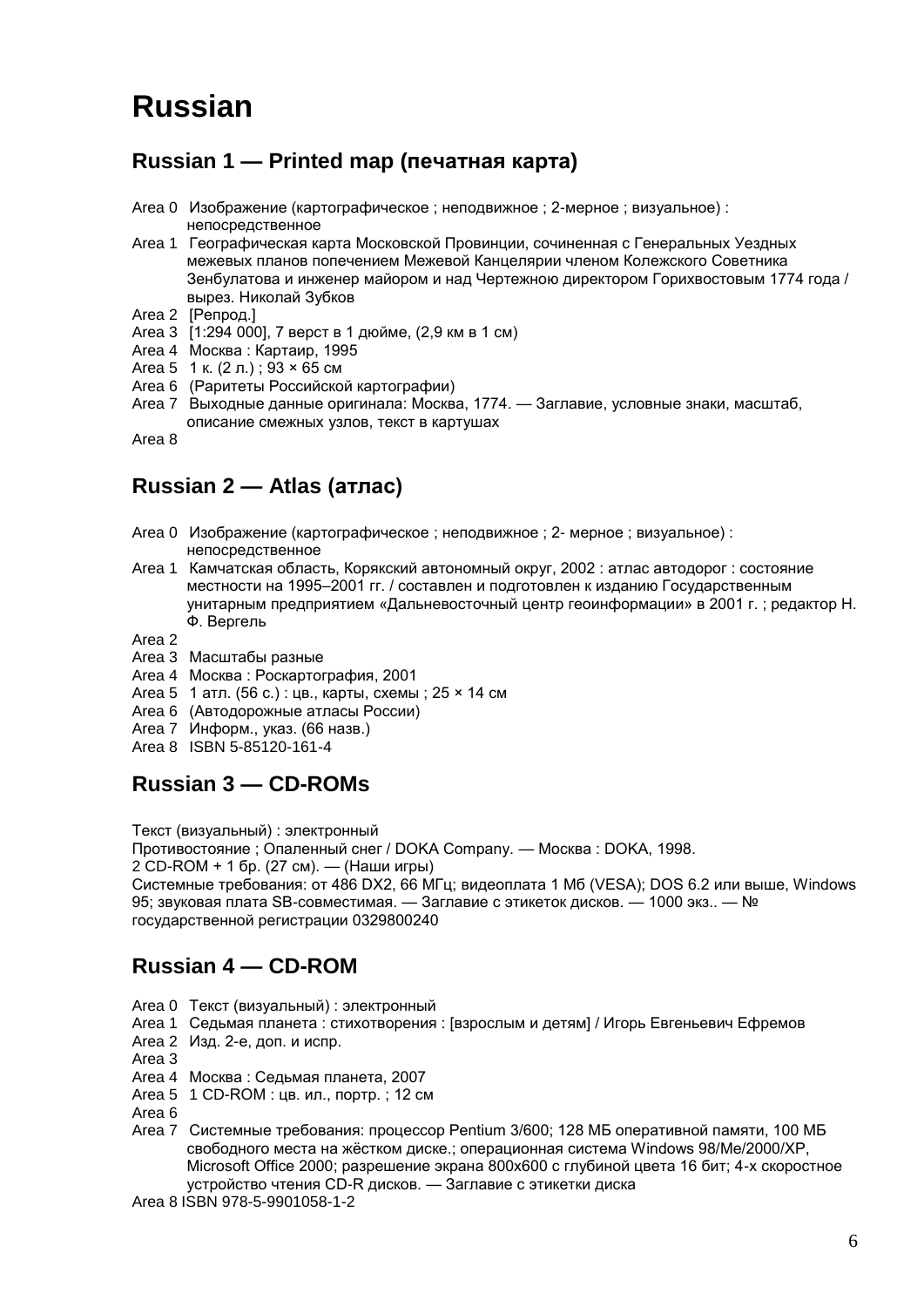# Russian

## Russian 1 — Printed map (печатная карта)

Area 0 Изображение (картографическое ; неподвижное ; 2-мерное ; визуальное) : непосредственное
Area 1 Географическая карта Московской Провинции, сочиненная с Генеральных Уездных межевых планов попечением Межевой Канцелярии членом Колежского Советника Зенбулатова и инженер майором и над Чертежною директором Горихвостовым 1774 года / вырез. Николай Зубков
Area 2 [Репрод.]
Area 3 [1:294 000], 7 верст в 1 дюйме, (2,9 км в 1 см)
Area 4 Москва : Картаир, 1995
Area 5 1 к. (2 л.) ; 93 × 65 см
Area 6 (Раритеты Российской картографии)
Area 7 Выходные данные оригинала: Москва, 1774. — Заглавие, условные знаки, масштаб, описание смежных узлов, текст в картушах
Area 8

## Russian 2 — Atlas (атлас)

Area 0 Изображение (картографическое ; неподвижное ; 2- мерное ; визуальное) : непосредственное
Area 1 Камчатская область, Корякский автономный округ, 2002 : атлас автодорог : состояние местности на 1995–2001 гг. / составлен и подготовлен к изданию Государственным унитарным предприятием «Дальневосточный центр геоинформации» в 2001 г. ; редактор Н. Ф. Вергель
Area 2
Area 3 Масштабы разные
Area 4 Москва : Роскартография, 2001
Area 5 1 атл. (56 с.) : цв., карты, схемы ; 25 × 14 см
Area 6 (Автодорожные атласы России)
Area 7 Информ., указ. (66 назв.)
Area 8 ISBN 5-85120-161-4

## Russian 3 — CD-ROMs

Текст (визуальный) : электронный
Противостояние ; Опаленный снег / DOKA Company. — Москва : DOKA, 1998.
2 CD-ROM + 1 бр. (27 см). — (Наши игры)
Системные требования: от 486 DX2, 66 МГц; видеоплата 1 Мб (VESA); DOS 6.2 или выше, Windows 95; звуковая плата SB-совместимая. — Заглавие с этикеток дисков. — 1000 экз.. — № государственной регистрации 0329800240

## Russian 4 — CD-ROM

Area 0 Текст (визуальный) : электронный
Area 1 Седьмая планета : стихотворения : [взрослым и детям] / Игорь Евгеньевич Ефремов
Area 2 Изд. 2-е, доп. и испр.
Area 3
Area 4 Москва : Седьмая планета, 2007
Area 5 1 CD-ROM : цв. ил., портр. ; 12 см
Area 6
Area 7 Системные требования: процессор Pentium 3/600; 128 МБ оперативной памяти, 100 МБ свободного места на жёстком диске.; операционная система Windows 98/Me/2000/XP, Microsoft Office 2000; разрешение экрана 800x600 с глубиной цвета 16 бит; 4-х скоростное устройство чтения CD-R дисков. — Заглавие с этикетки диска
Area 8 ISBN 978-5-9901058-1-2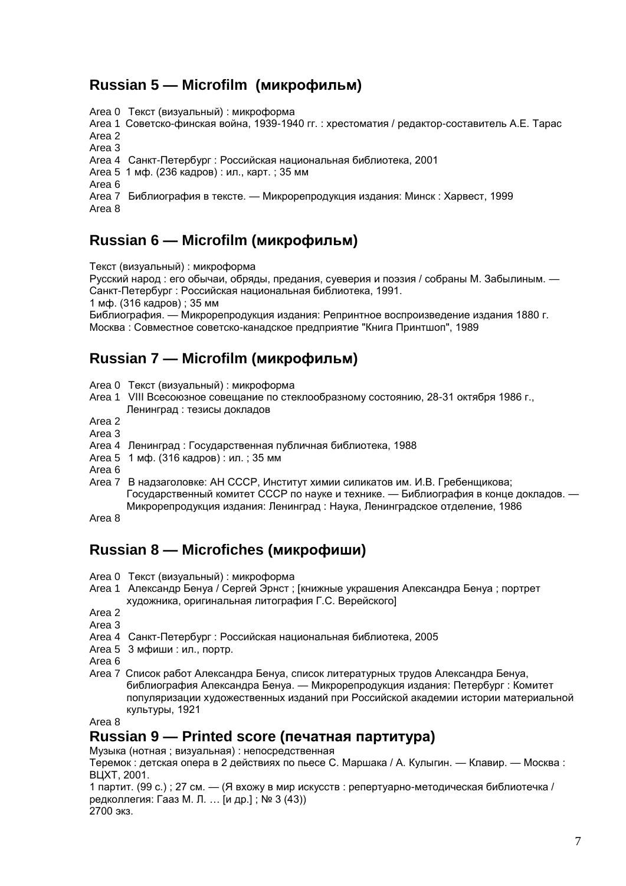## Russian 5 — Microfilm (микрофильм)

Area 0 Текст (визуальный) : микроформа
Area 1 Советско-финская война, 1939-1940 гг. : хрестоматия / редактор-составитель А.Е. Тарас
Area 2
Area 3
Area 4 Санкт-Петербург : Российская национальная библиотека, 2001
Area 5 1 мф. (236 кадров) : ил., карт. ; 35 мм
Area 6
Area 7 Библиография в тексте. — Микрорепродукция издания: Минск : Харвест, 1999
Area 8

## Russian 6 — Microfilm (микрофильм)

Текст (визуальный) : микроформа
Русский народ : его обычаи, обряды, предания, суеверия и поэзия / собраны М. Забылиным. — Санкт-Петербург : Российская национальная библиотека, 1991.
1 мф. (316 кадров) ; 35 мм
Библиография. — Микрорепродукция издания: Репринтное воспроизведение издания 1880 г. Москва : Совместное советско-канадское предприятие "Книга Принтшоп", 1989

## Russian 7 — Microfilm (микрофильм)

Area 0 Текст (визуальный) : микроформа
Area 1 VIII Всесоюзное совещание по стеклообразному состоянию, 28-31 октября 1986 г., Ленинград : тезисы докладов
Area 2
Area 3
Area 4 Ленинград : Государственная публичная библиотека, 1988
Area 5 1 мф. (316 кадров) : ил. ; 35 мм
Area 6
Area 7 В надзаголовке: АН СССР, Институт химии силикатов им. И.В. Гребенщикова; Государственный комитет СССР по науке и технике. — Библиография в конце докладов. — Микрорепродукция издания: Ленинград : Наука, Ленинградское отделение, 1986
Area 8

## Russian 8 — Microfiches (микрофиши)

Area 0 Текст (визуальный) : микроформа
Area 1 Александр Бенуа / Сергей Эрнст ; [книжные украшения Александра Бенуа ; портрет художника, оригинальная литография Г.С. Верейского]
Area 2
Area 3
Area 4 Санкт-Петербург : Российская национальная библиотека, 2005
Area 5 3 мфиши : ил., портр.
Area 6
Area 7 Список работ Александра Бенуа, список литературных трудов Александра Бенуа, библиография Александра Бенуа. — Микрорепродукция издания: Петербург : Комитет популяризации художественных изданий при Российской академии истории материальной культуры, 1921
Area 8

## Russian 9 — Printed score (печатная партитура)

Музыка (нотная ; визуальная) : непосредственная
Теремок : детская опера в 2 действиях по пьесе С. Маршака / А. Кулыгин. — Клавир. — Москва : ВЦХТ, 2001.
1 партит. (99 с.) ; 27 см. — (Я вхожу в мир искусств : репертуарно-методическая библиотечка / редколлегия: Гааз М. Л. … [и др.] ; № 3 (43))
2700 экз.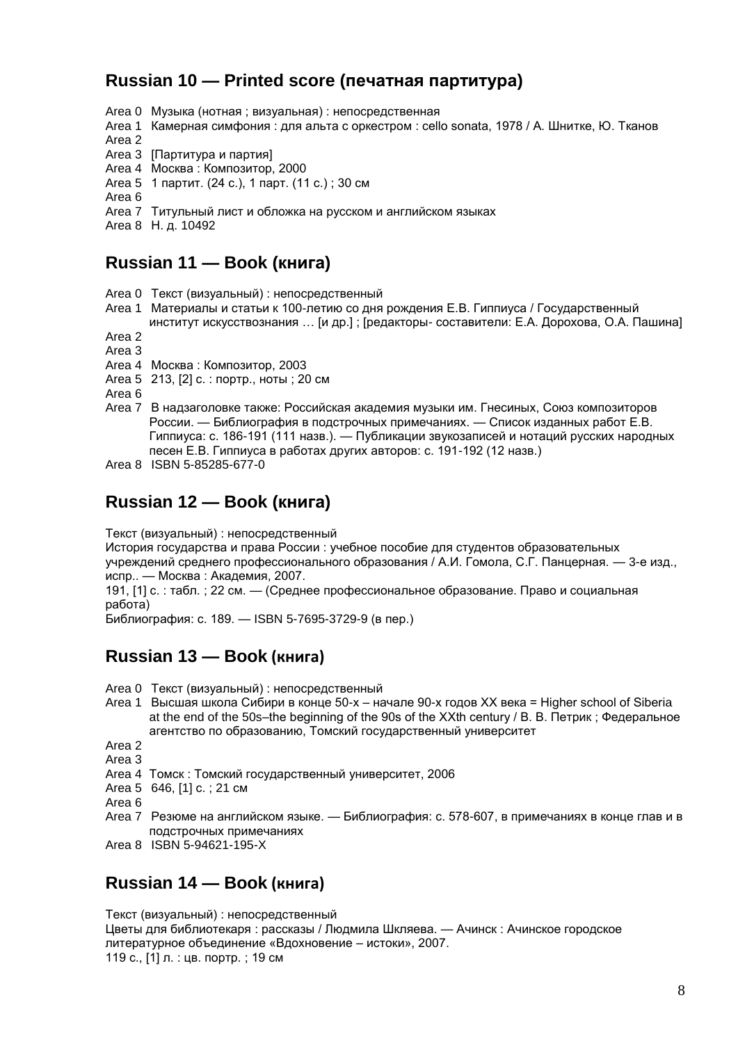## Russian 10 — Printed score (печатная партитура)

Area 0 Музыка (нотная ; визуальная) : непосредственная
Area 1 Камерная симфония : для альта с оркестром : cello sonata, 1978 / А. Шнитке, Ю. Тканов
Area 2
Area 3 [Партитура и партия]
Area 4 Москва : Композитор, 2000
Area 5 1 партит. (24 с.), 1 парт. (11 с.) ; 30 см
Area 6
Area 7 Титульный лист и обложка на русском и английском языках
Area 8 Н. д. 10492

## Russian 11 — Book (книга)

Area 0 Текст (визуальный) : непосредственный
Area 1 Материалы и статьи к 100-летию со дня рождения Е.В. Гиппиуса / Государственный институт искусствознания … [и др.] ; [редакторы- составители: Е.А. Дорохова, О.А. Пашина]
Area 2
Area 3
Area 4 Москва : Композитор, 2003
Area 5 213, [2] с. : портр., ноты ; 20 см
Area 6
Area 7 В надзаголовке также: Российская академия музыки им. Гнесиных, Союз композиторов России. — Библиография в подстрочных примечаниях. — Список изданных работ Е.В. Гиппиуса: с. 186-191 (111 назв.). — Публикации звукозаписей и нотаций русских народных песен Е.В. Гиппиуса в работах других авторов: с. 191-192 (12 назв.)
Area 8 ISBN 5-85285-677-0

## Russian 12 — Book (книга)

Текст (визуальный) : непосредственный
История государства и права России : учебное пособие для студентов образовательных учреждений среднего профессионального образования / А.И. Гомола, С.Г. Панцерная. — 3-е изд., испр.. — Москва : Академия, 2007.
191, [1] с. : табл. ; 22 см. — (Среднее профессиональное образование. Право и социальная работа)
Библиография: с. 189. — ISBN 5-7695-3729-9 (в пер.)

## Russian 13 — Book (книга)

Area 0 Текст (визуальный) : непосредственный
Area 1 Высшая школа Сибири в конце 50-х – начале 90-х годов XX века = Higher school of Siberia at the end of the 50s–the beginning of the 90s of the XXth century / В. В. Петрик ; Федеральное агентство по образованию, Томский государственный университет
Area 2
Area 3
Area 4 Томск : Томский государственный университет, 2006
Area 5 646, [1] с. ; 21 см
Area 6
Area 7 Резюме на английском языке. — Библиография: с. 578-607, в примечаниях в конце глав и в подстрочных примечаниях
Area 8 ISBN 5-94621-195-X

## Russian 14 — Book (книга)

Текст (визуальный) : непосредственный
Цветы для библиотекаря : рассказы / Людмила Шкляева. — Ачинск : Ачинское городское литературное объединение «Вдохновение – истоки», 2007.
119 с., [1] л. : цв. портр. ; 19 см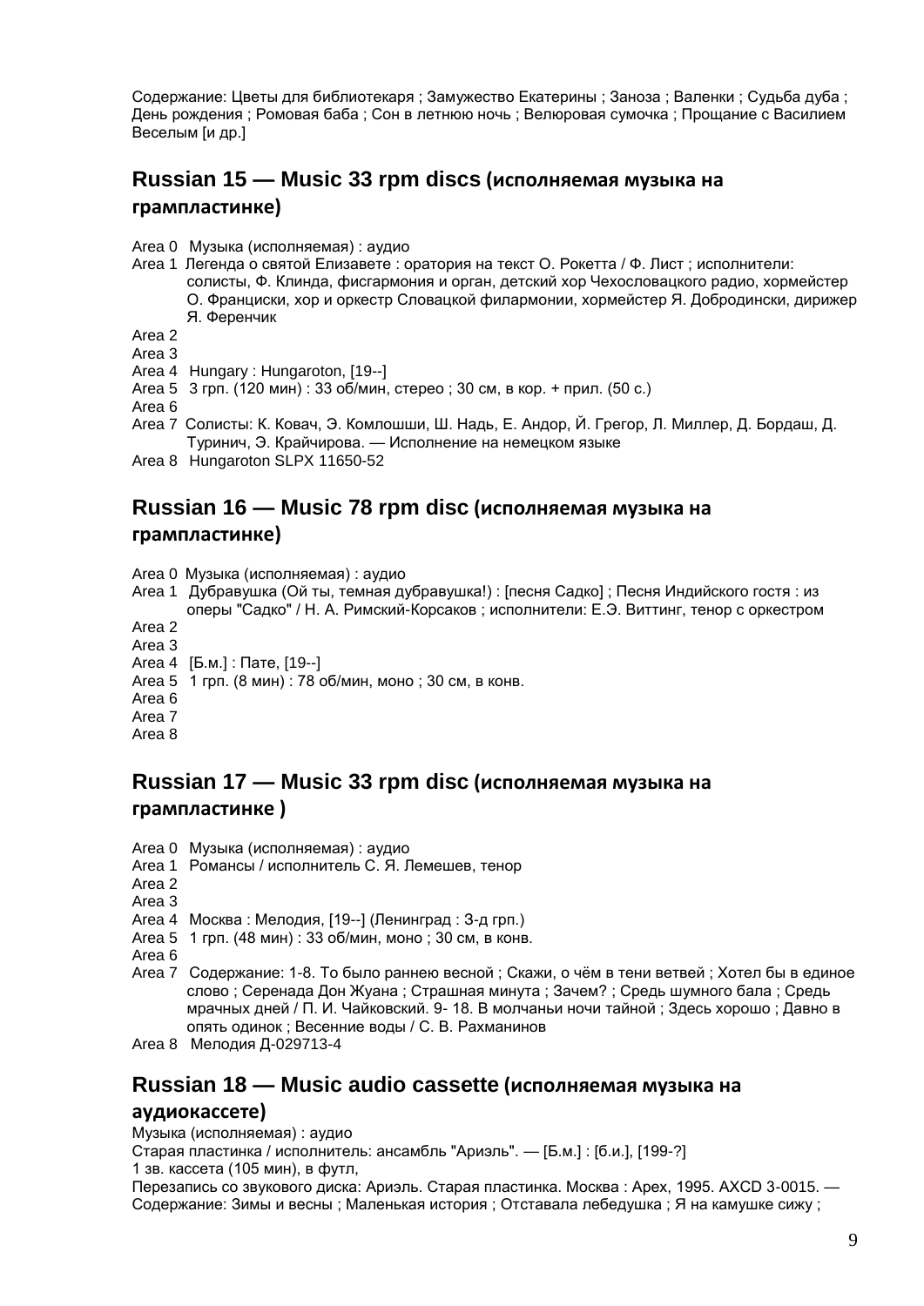Содержание: Цветы для библиотекаря ; Замужество Екатерины ; Заноза ; Валенки ; Судьба дуба ; День рождения ; Ромовая баба ; Сон в летнюю ночь ; Велюровая сумочка ; Прощание с Василием Веселым [и др.]

## Russian 15 — Music 33 rpm discs (исполняемая музыка на грампластинке)

Area 0 Музыка (исполняемая) : аудио
Area 1 Легенда о святой Елизавете : оратория на текст О. Рокетта / Ф. Лист ; исполнители: солисты, Ф. Клинда, фисгармония и орган, детский хор Чехословацкого радио, хормейстер О. Франциски, хор и оркестр Словацкой филармонии, хормейстер Я. Добродински, дирижер Я. Ференчик
Area 2
Area 3
Area 4 Hungary : Hungaroton, [19--]
Area 5 3 грп. (120 мин) : 33 об/мин, стерео ; 30 см, в кор. + прил. (50 с.)
Area 6
Area 7 Солисты: К. Ковач, Э. Комлошши, Ш. Надь, Е. Андор, Й. Грегор, Л. Миллер, Д. Бордаш, Д. Туринич, Э. Крайчирова. — Исполнение на немецком языке
Area 8 Hungaroton SLPX 11650-52

## Russian 16 — Music 78 rpm disc (исполняемая музыка на грампластинке)

Area 0 Музыка (исполняемая) : аудио
Area 1 Дубравушка (Ой ты, темная дубравушка!) : [песня Садко] ; Песня Индийского гостя : из оперы "Садко" / Н. А. Римский-Корсаков ; исполнители: Е.Э. Виттинг, тенор с оркестром
Area 2
Area 3
Area 4 [Б.м.] : Пате, [19--]
Area 5 1 грп. (8 мин) : 78 об/мин, моно ; 30 см, в конв.
Area 6
Area 7
Area 8

## Russian 17 — Music 33 rpm disc (исполняемая музыка на грампластинке )

Area 0 Музыка (исполняемая) : аудио
Area 1 Романсы / исполнитель С. Я. Лемешев, тенор
Area 2
Area 3
Area 4 Москва : Мелодия, [19--] (Ленинград : З-д грп.)
Area 5 1 грп. (48 мин) : 33 об/мин, моно ; 30 см, в конв.
Area 6
Area 7 Содержание: 1-8. То было раннею весной ; Скажи, о чём в тени ветвей ; Хотел бы в единое слово ; Серенада Дон Жуана ; Страшная минута ; Зачем? ; Средь шумного бала ; Средь мрачных дней / П. И. Чайковский. 9- 18. В молчаньи ночи тайной ; Здесь хорошо ; Давно в опять одинок ; Весенние воды / С. В. Рахманинов
Area 8 Мелодия Д-029713-4

## Russian 18 — Music audio cassette (исполняемая музыка на аудиокассете)

Музыка (исполняемая) : аудио
Старая пластинка / исполнитель: ансамбль "Ариэль". — [Б.м.] : [б.и.], [199-?]
1 зв. кассета (105 мин), в футл,
Перезапись со звукового диска: Ариэль. Старая пластинка. Москва : Арех, 1995. AXCD 3-0015. — Содержание: Зимы и весны ; Маленькая история ; Отставала лебедушка ; Я на камушке сижу ;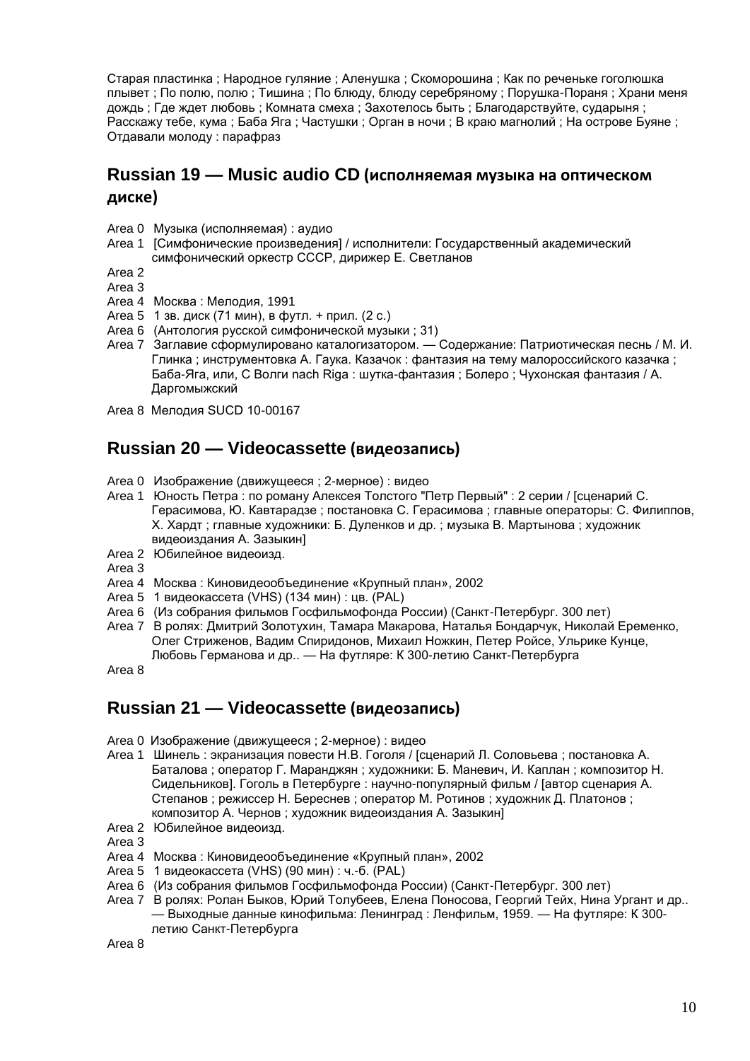Старая пластинка ; Народное гуляние ; Аленушка ; Скоморошина ; Как по реченьке гоголюшка плывет ; По полю, полю ; Тишина ; По блюду, блюду серебряному ; Порушка-Пораня ; Храни меня дождь ; Где ждет любовь ; Комната смеха ; Захотелось быть ; Благодарствуйте, сударыня ; Расскажу тебе, кума ; Баба Яга ; Частушки ; Орган в ночи ; В краю магнолий ; На острове Буяне ; Отдавали молоду : парафраз

## Russian 19 — Music audio CD (исполняемая музыка на оптическом диске)

Area 0 Музыка (исполняемая) : аудио  
Area 1 [Симфонические произведения] / исполнители: Государственный академический симфонический оркестр СССР, дирижер Е. Светланов  
Area 2  
Area 3  
Area 4 Москва : Мелодия, 1991  
Area 5 1 зв. диск (71 мин), в футл. + прил. (2 с.)  
Area 6 (Антология русской симфонической музыки ; 31)  
Area 7 Заглавие сформулировано каталогизатором. — Содержание: Патриотическая песнь / М. И. Глинка ; инструментовка А. Гаука. Казачок : фантазия на тему малороссийского казачка ; Баба-Яга, или, С Волги nach Riga : шутка-фантазия ; Болеро ; Чухонская фантазия / А. Даргомыжский  
Area 8 Мелодия SUCD 10-00167

## Russian 20 — Videocassette (видеозапись)

Area 0 Изображение (движущееся ; 2-мерное) : видео  
Area 1 Юность Петра : по роману Алексея Толстого "Петр Первый" : 2 серии / [сценарий С. Герасимова, Ю. Кавтарадзе ; постановка С. Герасимова ; главные операторы: С. Филиппов, Х. Хардт ; главные художники: Б. Дуленков и др. ; музыка В. Мартынова ; художник видеоиздания А. Зазыкин]  
Area 2 Юбилейное видеоизд.  
Area 3  
Area 4 Москва : Киновидеообъединение «Крупный план», 2002  
Area 5 1 видеокассета (VHS) (134 мин) : цв. (PAL)  
Area 6 (Из собрания фильмов Госфильмофонда России) (Санкт-Петербург. 300 лет)  
Area 7 В ролях: Дмитрий Золотухин, Тамара Макарова, Наталья Бондарчук, Николай Еременко, Олег Стриженов, Вадим Спиридонов, Михаил Ножкин, Петер Ройсе, Ульрике Кунце, Любовь Германова и др.. — На футляре: К 300-летию Санкт-Петербурга  
Area 8

## Russian 21 — Videocassette (видеозапись)

Area 0 Изображение (движущееся ; 2-мерное) : видео  
Area 1 Шинель : экранизация повести Н.В. Гоголя / [сценарий Л. Соловьева ; постановка А. Баталова ; оператор Г. Маранджян ; художники: Б. Маневич, И. Каплан ; композитор Н. Сидельников]. Гоголь в Петербурге : научно-популярный фильм / [автор сценария А. Степанов ; режиссер Н. Береснев ; оператор М. Ротинов ; художник Д. Платонов ; композитор А. Чернов ; художник видеоиздания А. Зазыкин]  
Area 2 Юбилейное видеоизд.  
Area 3  
Area 4 Москва : Киновидеообъединение «Крупный план», 2002  
Area 5 1 видеокассета (VHS) (90 мин) : ч.-б. (PAL)  
Area 6 (Из собрания фильмов Госфильмофонда России) (Санкт-Петербург. 300 лет)  
Area 7 В ролях: Ролан Быков, Юрий Толубеев, Елена Понособа, Георгий Тейх, Нина Ургант и др.. — Выходные данные кинофильма: Ленинград : Ленфильм, 1959. — На футляре: К 300-летию Санкт-Петербурга  
Area 8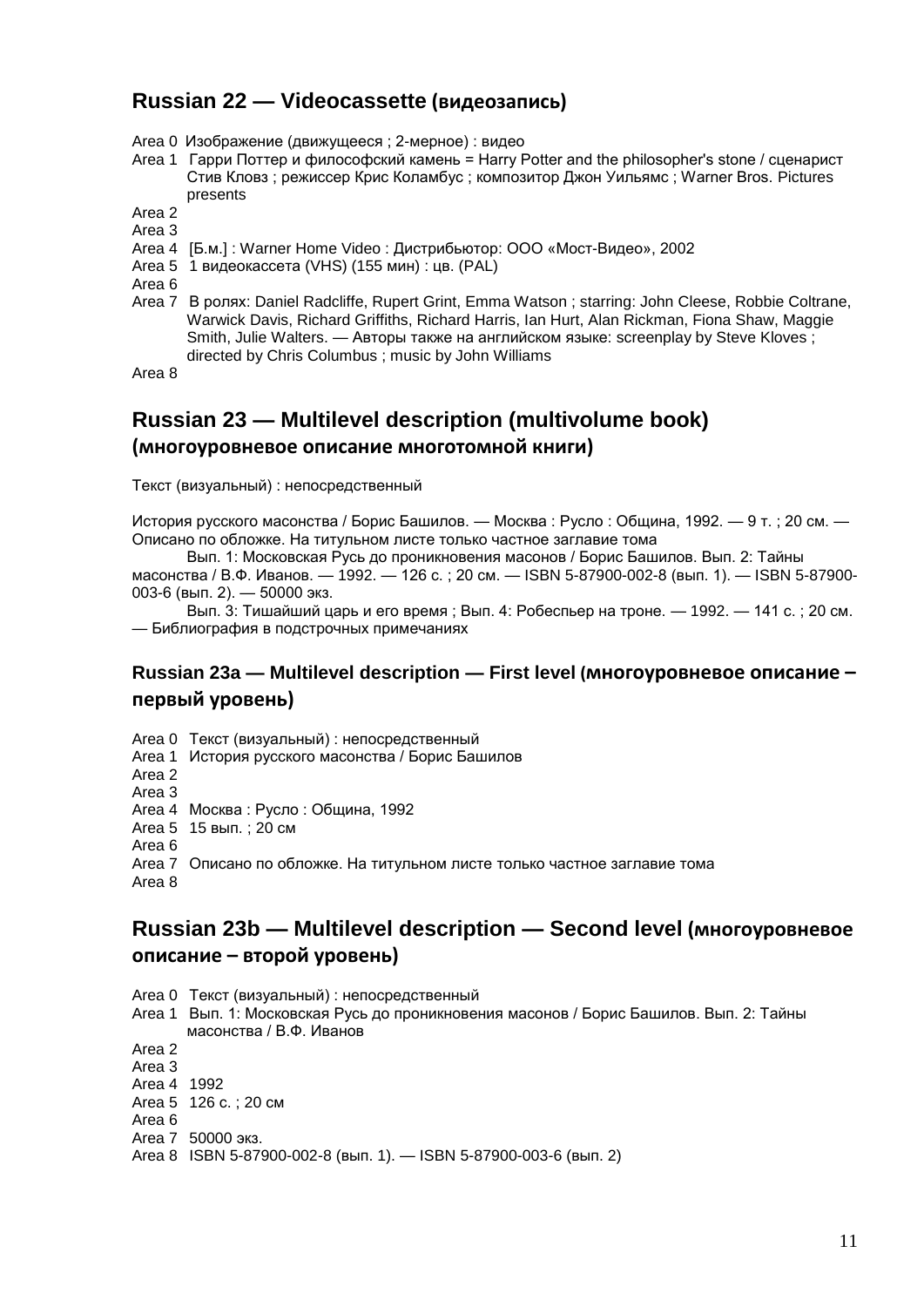## Russian 22 — Videocassette (видеозапись)

Area 0 Изображение (движущееся ; 2-мерное) : видео
Area 1 Гарри Поттер и философский камень = Harry Potter and the philosopher's stone / сценарист Стив Кловз ; режиссер Крис Коламбус ; композитор Джон Уильямс ; Warner Bros. Pictures presents
Area 2
Area 3
Area 4 [Б.м.] : Warner Home Video : Дистрибьютор: ООО «Мост-Видео», 2002
Area 5 1 видеокассета (VHS) (155 мин) : цв. (PAL)
Area 6
Area 7 В ролях: Daniel Radcliffe, Rupert Grint, Emma Watson ; starring: John Cleese, Robbie Coltrane, Warwick Davis, Richard Griffiths, Richard Harris, Ian Hurt, Alan Rickman, Fiona Shaw, Maggie Smith, Julie Walters. — Авторы также на английском языке: screenplay by Steve Kloves ; directed by Chris Columbus ; music by John Williams
Area 8

## Russian 23 — Multilevel description (multivolume book) (многоуровневое описание многотомной книги)

Текст (визуальный) : непосредственный

История русского масонства / Борис Башилов. — Москва : Русло : Община, 1992. — 9 т. ; 20 см. — Описано по обложке. На титульном листе только частное заглавие тома

Вып. 1: Московская Русь до проникновения масонов / Борис Башилов. Вып. 2: Тайны масонства / В.Ф. Иванов. — 1992. — 126 с. ; 20 см. — ISBN 5-87900-002-8 (вып. 1). — ISBN 5-87900-003-6 (вып. 2). — 50000 экз.

Вып. 3: Тишайший царь и его время ; Вып. 4: Робеспьер на троне. — 1992. — 141 с. ; 20 см. — Библиография в подстрочных примечаниях

### Russian 23a — Multilevel description — First level (многоуровневое описание – первый уровень)

Area 0 Текст (визуальный) : непосредственный
Area 1 История русского масонства / Борис Башилов
Area 2
Area 3
Area 4 Москва : Русло : Община, 1992
Area 5 15 вып. ; 20 см
Area 6
Area 7 Описано по обложке. На титульном листе только частное заглавие тома
Area 8

## Russian 23b — Multilevel description — Second level (многоуровневое описание – второй уровень)

Area 0 Текст (визуальный) : непосредственный
Area 1 Вып. 1: Московская Русь до проникновения масонов / Борис Башилов. Вып. 2: Тайны масонства / В.Ф. Иванов
Area 2
Area 3
Area 4 1992
Area 5 126 с. ; 20 см
Area 6
Area 7 50000 экз.
Area 8 ISBN 5-87900-002-8 (вып. 1). — ISBN 5-87900-003-6 (вып. 2)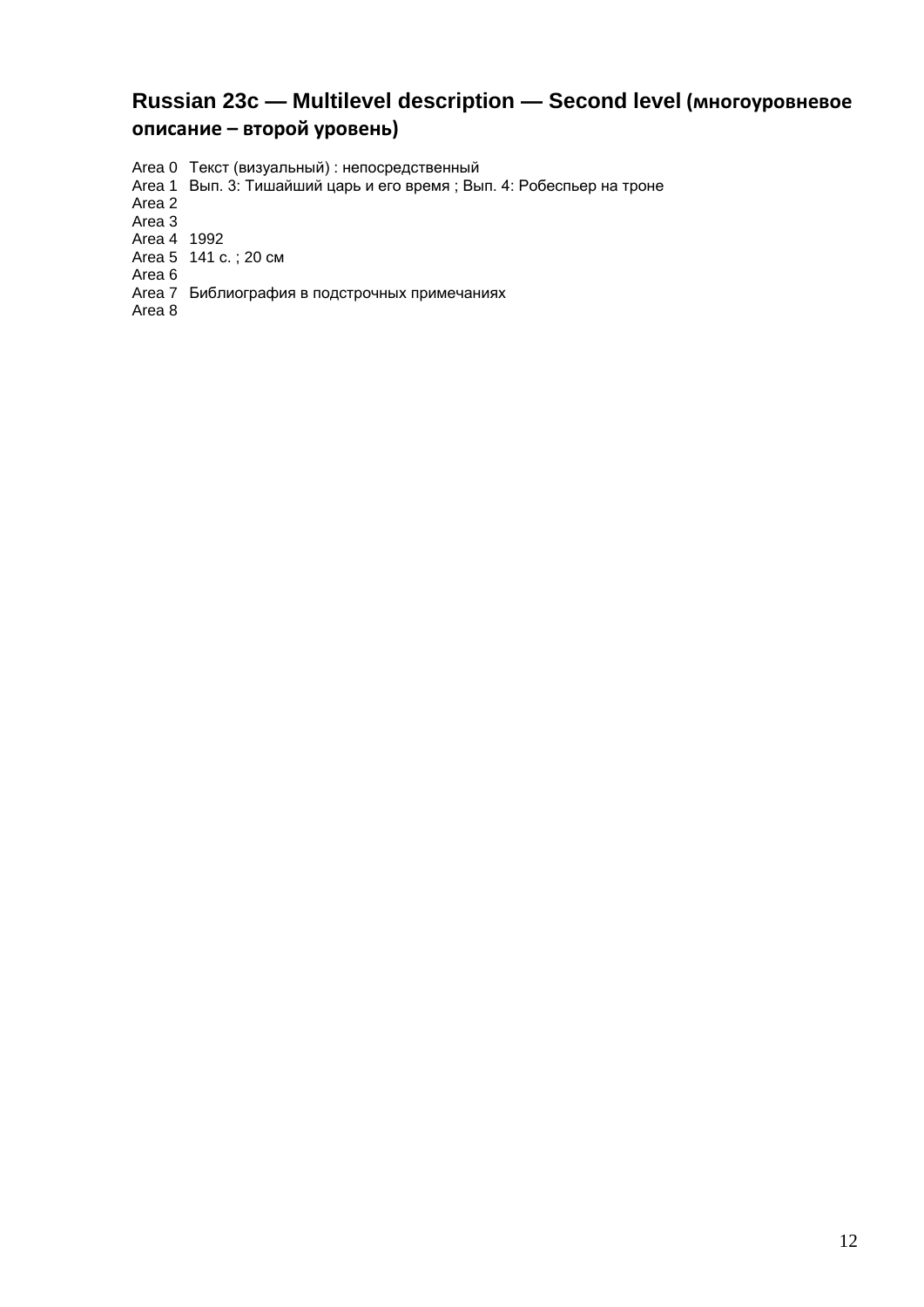## Russian 23c — Multilevel description — Second level (многоуровневое описание – второй уровень)

Area 0 Текст (визуальный) : непосредственный
Area 1 Вып. 3: Тишайший царь и его время ; Вып. 4: Робеспьер на троне
Area 2
Area 3
Area 4 1992
Area 5 141 с. ; 20 см
Area 6
Area 7 Библиография в подстрочных примечаниях
Area 8